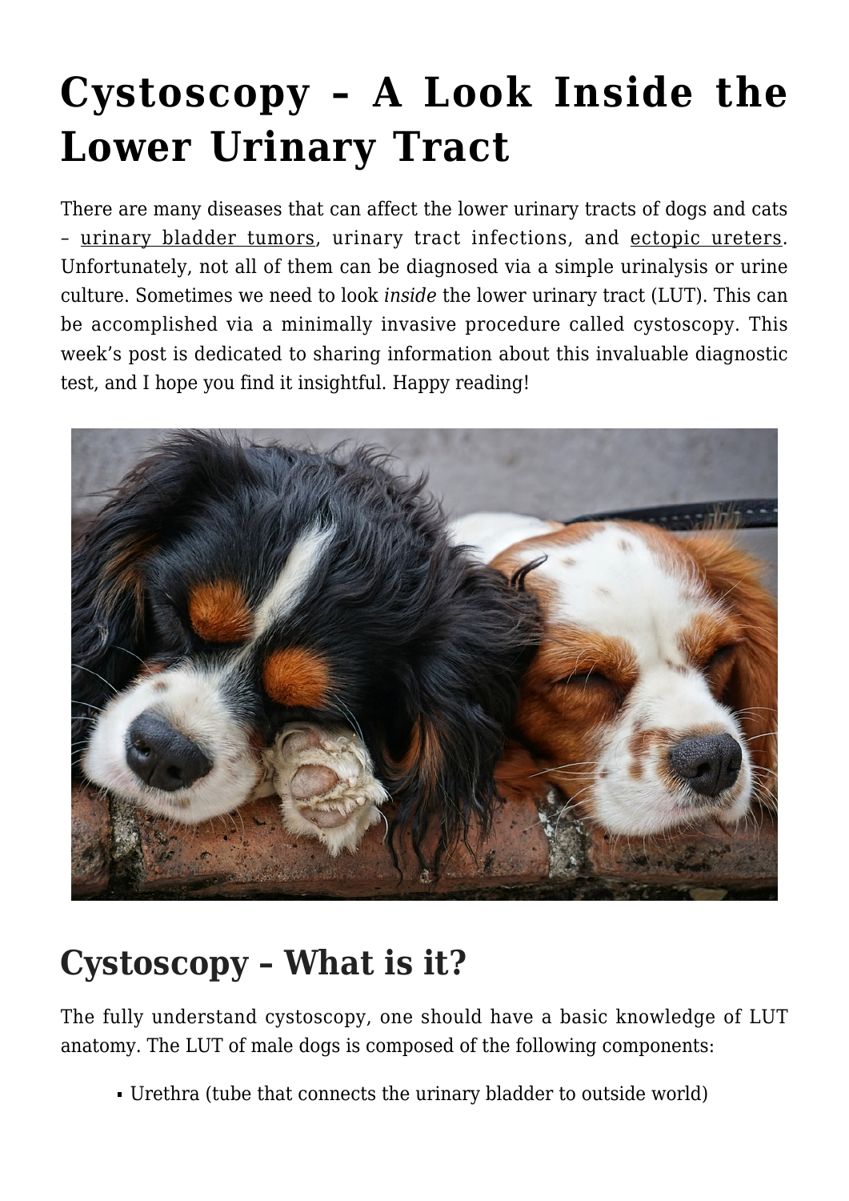# Cystoscopy – A Look Inside the Lower Urinary Tract

There are many diseases that can affect the lower urinary tracts of dogs and cats – urinary bladder tumors, urinary tract infections, and ectopic ureters. Unfortunately, not all of them can be diagnosed via a simple urinalysis or urine culture. Sometimes we need to look *inside* the lower urinary tract (LUT). This can be accomplished via a minimally invasive procedure called cystoscopy. This week's post is dedicated to sharing information about this invaluable diagnostic test, and I hope you find it insightful. Happy reading!

## Cystoscopy – What is it?

The fully understand cystoscopy, one should have a basic knowledge of LUT anatomy. The LUT of male dogs is composed of the following components:

- Urethra (tube that connects the urinary bladder to outside world)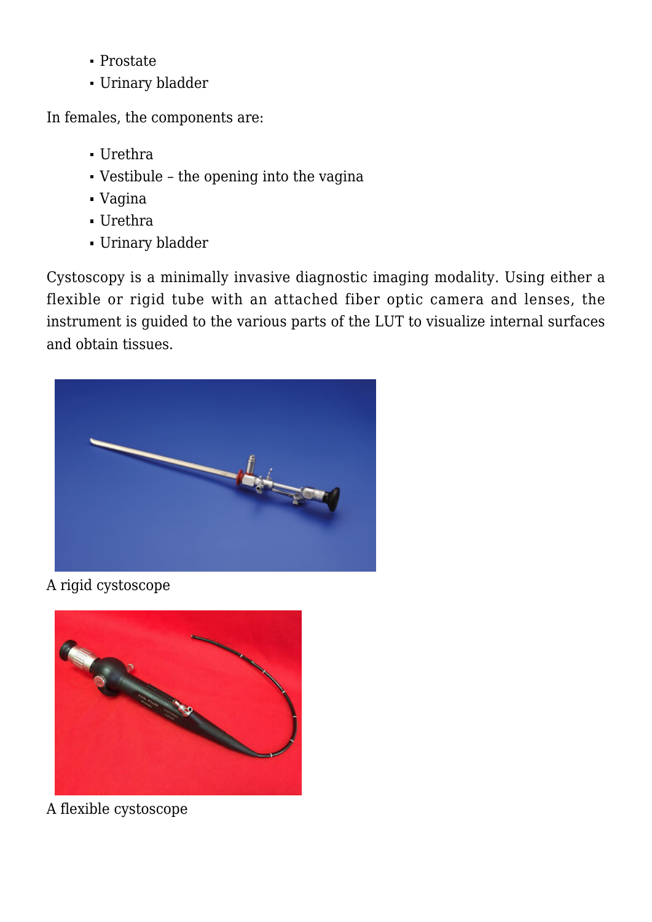- Prostate
- Urinary bladder

In females, the components are:

- Urethra
- Vestibule – the opening into the vagina
- Vagina
- Urethra
- Urinary bladder

Cystoscopy is a minimally invasive diagnostic imaging modality. Using either a flexible or rigid tube with an attached fiber optic camera and lenses, the instrument is guided to the various parts of the LUT to visualize internal surfaces and obtain tissues.

A rigid cystoscope

A flexible cystoscope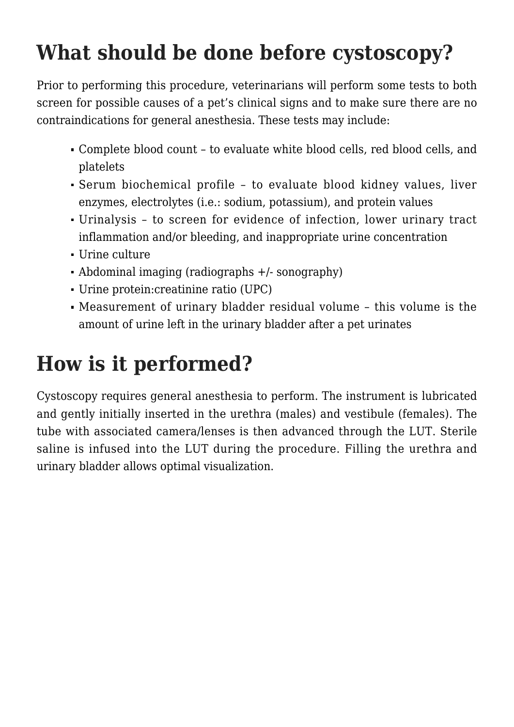## What should be done before cystoscopy?

Prior to performing this procedure, veterinarians will perform some tests to both screen for possible causes of a pet's clinical signs and to make sure there are no contraindications for general anesthesia. These tests may include:

- Complete blood count – to evaluate white blood cells, red blood cells, and platelets
- Serum biochemical profile – to evaluate blood kidney values, liver enzymes, electrolytes (i.e.: sodium, potassium), and protein values
- Urinalysis – to screen for evidence of infection, lower urinary tract inflammation and/or bleeding, and inappropriate urine concentration
- Urine culture
- Abdominal imaging (radiographs +/- sonography)
- Urine protein:creatinine ratio (UPC)
- Measurement of urinary bladder residual volume – this volume is the amount of urine left in the urinary bladder after a pet urinates

## How is it performed?

Cystoscopy requires general anesthesia to perform. The instrument is lubricated and gently initially inserted in the urethra (males) and vestibule (females). The tube with associated camera/lenses is then advanced through the LUT. Sterile saline is infused into the LUT during the procedure. Filling the urethra and urinary bladder allows optimal visualization.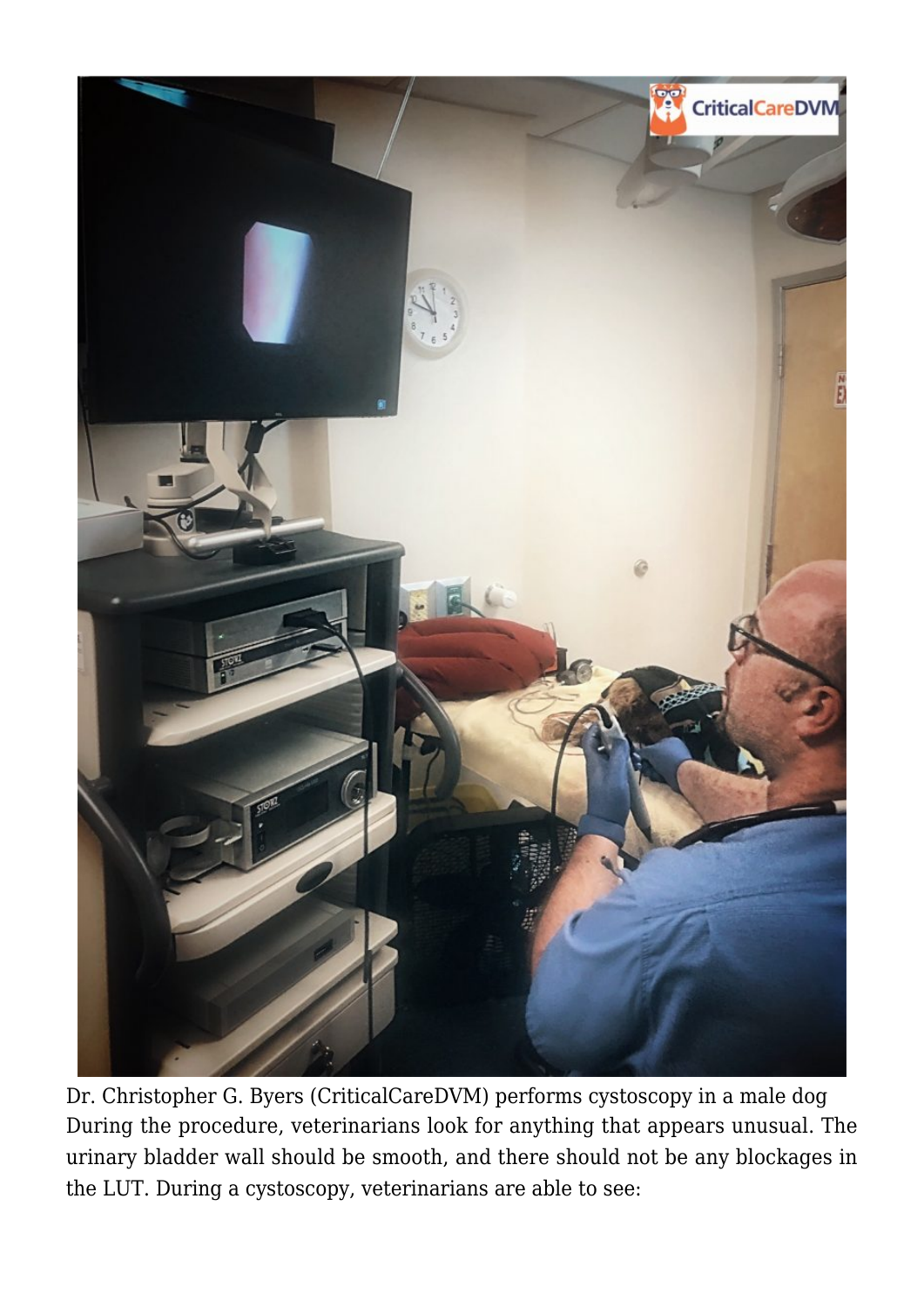Dr. Christopher G. Byers (CriticalCareDVM) performs cystoscopy in a male dog

During the procedure, veterinarians look for anything that appears unusual. The urinary bladder wall should be smooth, and there should not be any blockages in the LUT. During a cystoscopy, veterinarians are able to see: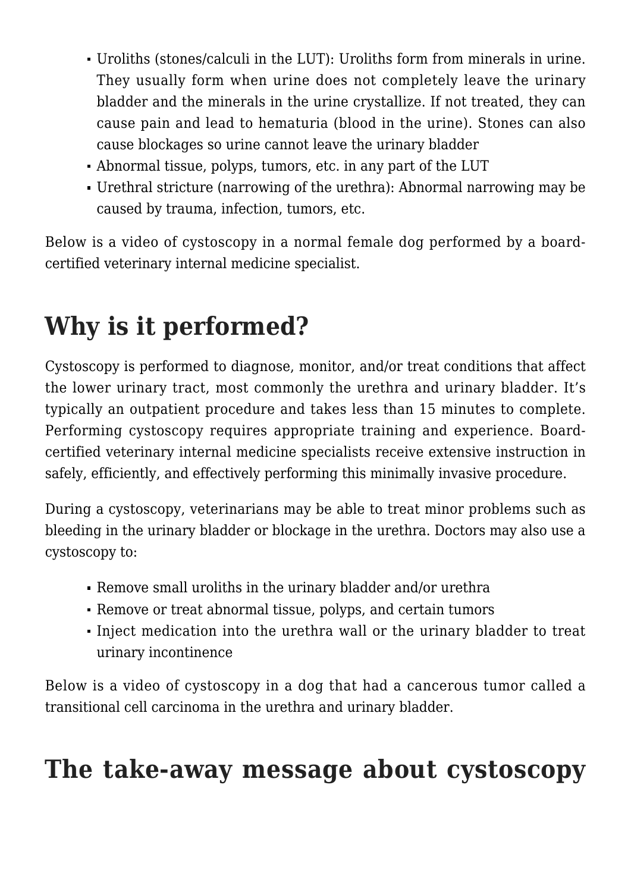- Uroliths (stones/calculi in the LUT): Uroliths form from minerals in urine. They usually form when urine does not completely leave the urinary bladder and the minerals in the urine crystallize. If not treated, they can cause pain and lead to hematuria (blood in the urine). Stones can also cause blockages so urine cannot leave the urinary bladder
- Abnormal tissue, polyps, tumors, etc. in any part of the LUT
- Urethral stricture (narrowing of the urethra): Abnormal narrowing may be caused by trauma, infection, tumors, etc.

Below is a video of cystoscopy in a normal female dog performed by a board-certified veterinary internal medicine specialist.

## Why is it performed?

Cystoscopy is performed to diagnose, monitor, and/or treat conditions that affect the lower urinary tract, most commonly the urethra and urinary bladder. It's typically an outpatient procedure and takes less than 15 minutes to complete. Performing cystoscopy requires appropriate training and experience. Board-certified veterinary internal medicine specialists receive extensive instruction in safely, efficiently, and effectively performing this minimally invasive procedure.

During a cystoscopy, veterinarians may be able to treat minor problems such as bleeding in the urinary bladder or blockage in the urethra. Doctors may also use a cystoscopy to:

- Remove small uroliths in the urinary bladder and/or urethra
- Remove or treat abnormal tissue, polyps, and certain tumors
- Inject medication into the urethra wall or the urinary bladder to treat urinary incontinence

Below is a video of cystoscopy in a dog that had a cancerous tumor called a transitional cell carcinoma in the urethra and urinary bladder.

## The take-away message about cystoscopy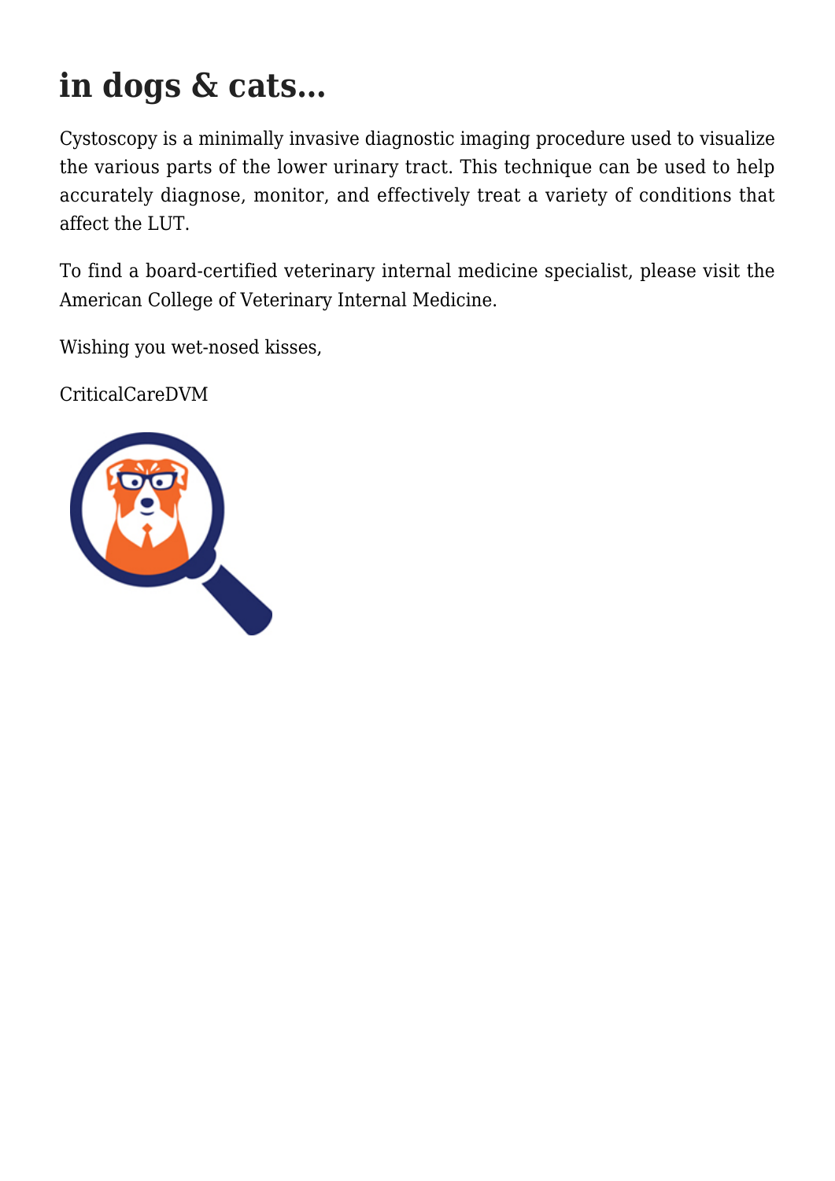# in dogs & cats…

Cystoscopy is a minimally invasive diagnostic imaging procedure used to visualize the various parts of the lower urinary tract. This technique can be used to help accurately diagnose, monitor, and effectively treat a variety of conditions that affect the LUT.

To find a board-certified veterinary internal medicine specialist, please visit the American College of Veterinary Internal Medicine.

Wishing you wet-nosed kisses,

CriticalCareDVM